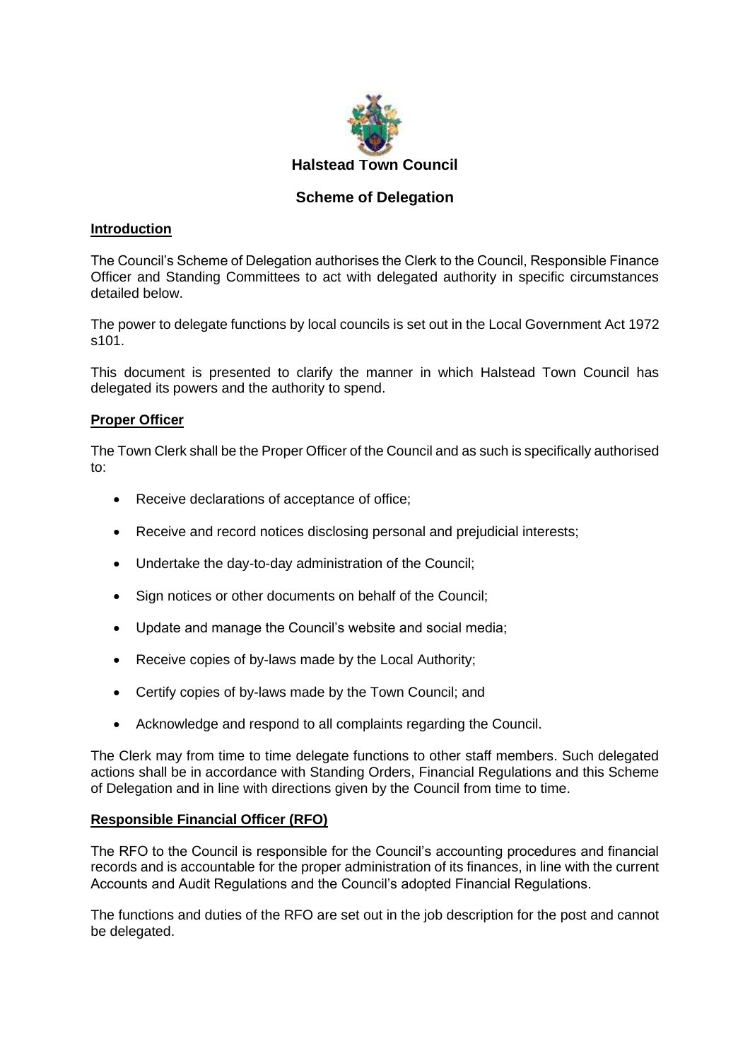# Halstead Town Council

## Scheme of Delegation

### Introduction

The Council's Scheme of Delegation authorises the Clerk to the Council, Responsible Finance Officer and Standing Committees to act with delegated authority in specific circumstances detailed below.

The power to delegate functions by local councils is set out in the Local Government Act 1972 s101.

This document is presented to clarify the manner in which Halstead Town Council has delegated its powers and the authority to spend.

### Proper Officer

The Town Clerk shall be the Proper Officer of the Council and as such is specifically authorised to:

- Receive declarations of acceptance of office;
- Receive and record notices disclosing personal and prejudicial interests;
- Undertake the day-to-day administration of the Council;
- Sign notices or other documents on behalf of the Council;
- Update and manage the Council's website and social media;
- Receive copies of by-laws made by the Local Authority;
- Certify copies of by-laws made by the Town Council; and
- Acknowledge and respond to all complaints regarding the Council.

The Clerk may from time to time delegate functions to other staff members. Such delegated actions shall be in accordance with Standing Orders, Financial Regulations and this Scheme of Delegation and in line with directions given by the Council from time to time.

### Responsible Financial Officer (RFO)

The RFO to the Council is responsible for the Council's accounting procedures and financial records and is accountable for the proper administration of its finances, in line with the current Accounts and Audit Regulations and the Council's adopted Financial Regulations.

The functions and duties of the RFO are set out in the job description for the post and cannot be delegated.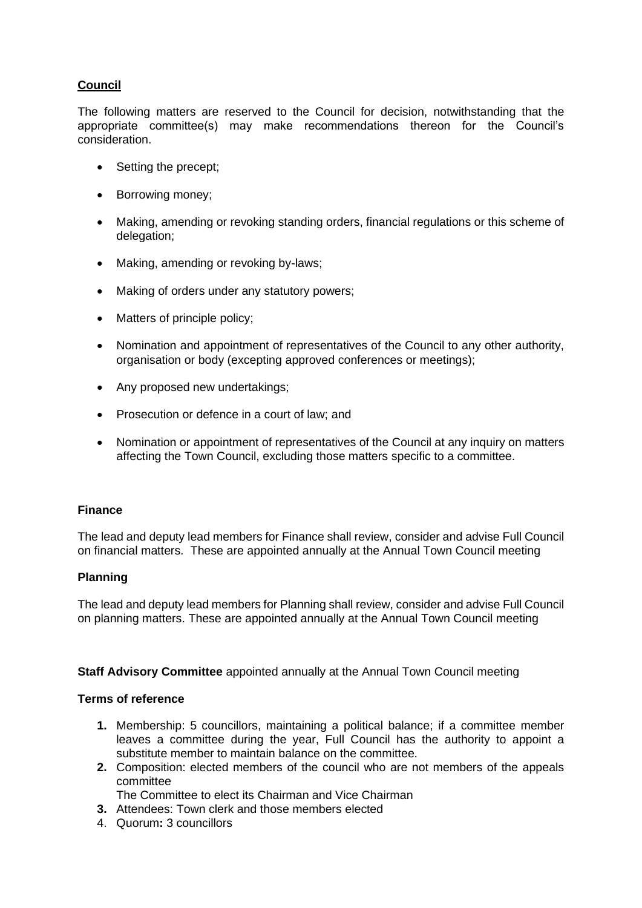**Council**

The following matters are reserved to the Council for decision, notwithstanding that the appropriate committee(s) may make recommendations thereon for the Council's consideration.

- Setting the precept;
- Borrowing money;
- Making, amending or revoking standing orders, financial regulations or this scheme of delegation;
- Making, amending or revoking by-laws;
- Making of orders under any statutory powers;
- Matters of principle policy;
- Nomination and appointment of representatives of the Council to any other authority, organisation or body (excepting approved conferences or meetings);
- Any proposed new undertakings;
- Prosecution or defence in a court of law; and
- Nomination or appointment of representatives of the Council at any inquiry on matters affecting the Town Council, excluding those matters specific to a committee.

**Finance**

The lead and deputy lead members for Finance shall review, consider and advise Full Council on financial matters. These are appointed annually at the Annual Town Council meeting

**Planning**

The lead and deputy lead members for Planning shall review, consider and advise Full Council on planning matters. These are appointed annually at the Annual Town Council meeting

**Staff Advisory Committee** appointed annually at the Annual Town Council meeting

**Terms of reference**

1. Membership: 5 councillors, maintaining a political balance; if a committee member leaves a committee during the year, Full Council has the authority to appoint a substitute member to maintain balance on the committee.
2. Composition: elected members of the council who are not members of the appeals committee
   The Committee to elect its Chairman and Vice Chairman
3. Attendees: Town clerk and those members elected
4. Quorum**:** 3 councillors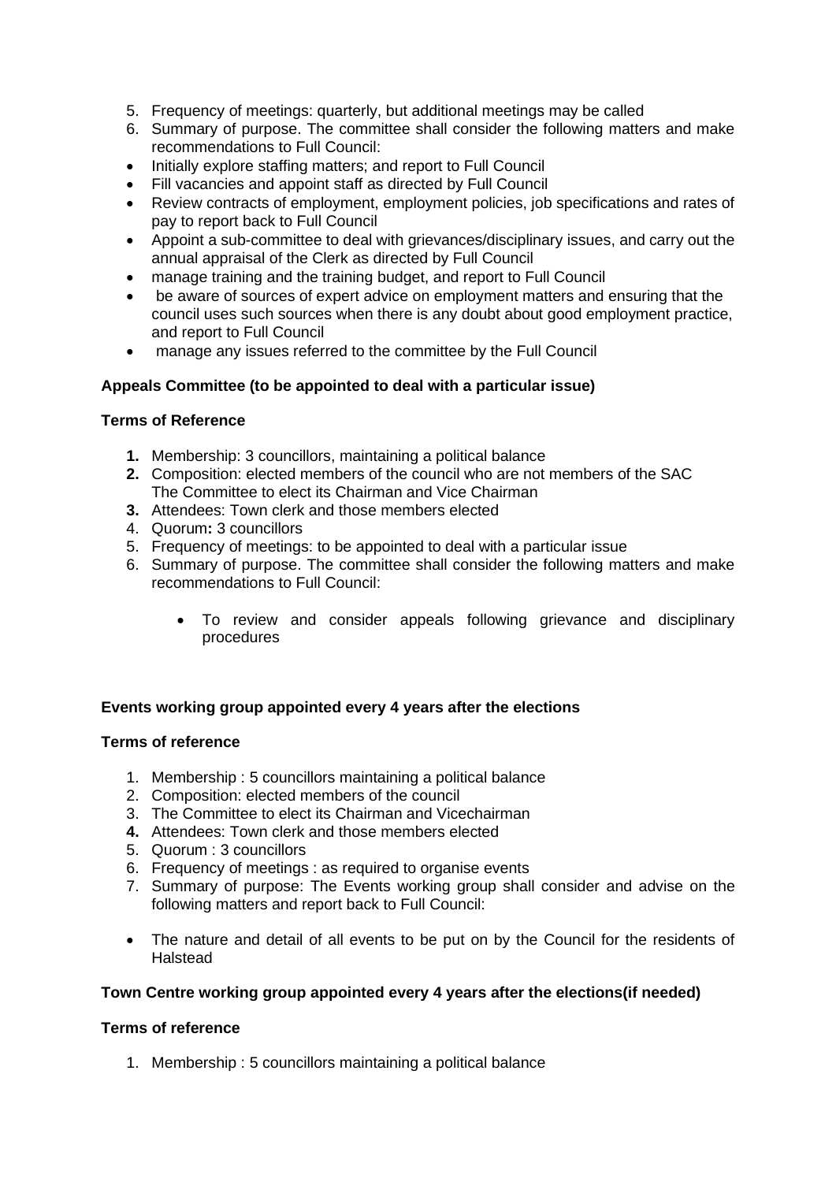5. Frequency of meetings: quarterly, but additional meetings may be called
6. Summary of purpose. The committee shall consider the following matters and make recommendations to Full Council:

- Initially explore staffing matters; and report to Full Council
- Fill vacancies and appoint staff as directed by Full Council
- Review contracts of employment, employment policies, job specifications and rates of pay to report back to Full Council
- Appoint a sub-committee to deal with grievances/disciplinary issues, and carry out the annual appraisal of the Clerk as directed by Full Council
- manage training and the training budget, and report to Full Council
- be aware of sources of expert advice on employment matters and ensuring that the council uses such sources when there is any doubt about good employment practice, and report to Full Council
- manage any issues referred to the committee by the Full Council

**Appeals Committee (to be appointed to deal with a particular issue)**

**Terms of Reference**

1. Membership: 3 councillors, maintaining a political balance
2. Composition: elected members of the council who are not members of the SAC
   The Committee to elect its Chairman and Vice Chairman
3. Attendees: Town clerk and those members elected
4. Quorum**:** 3 councillors
5. Frequency of meetings: to be appointed to deal with a particular issue
6. Summary of purpose. The committee shall consider the following matters and make recommendations to Full Council:
   - To review and consider appeals following grievance and disciplinary procedures

**Events working group appointed every 4 years after the elections**

**Terms of reference**

1. Membership : 5 councillors maintaining a political balance
2. Composition: elected members of the council
3. The Committee to elect its Chairman and Vicechairman
4. Attendees: Town clerk and those members elected
5. Quorum : 3 councillors
6. Frequency of meetings : as required to organise events
7. Summary of purpose: The Events working group shall consider and advise on the following matters and report back to Full Council:

- The nature and detail of all events to be put on by the Council for the residents of Halstead

**Town Centre working group appointed every 4 years after the elections(if needed)**

**Terms of reference**

1. Membership : 5 councillors maintaining a political balance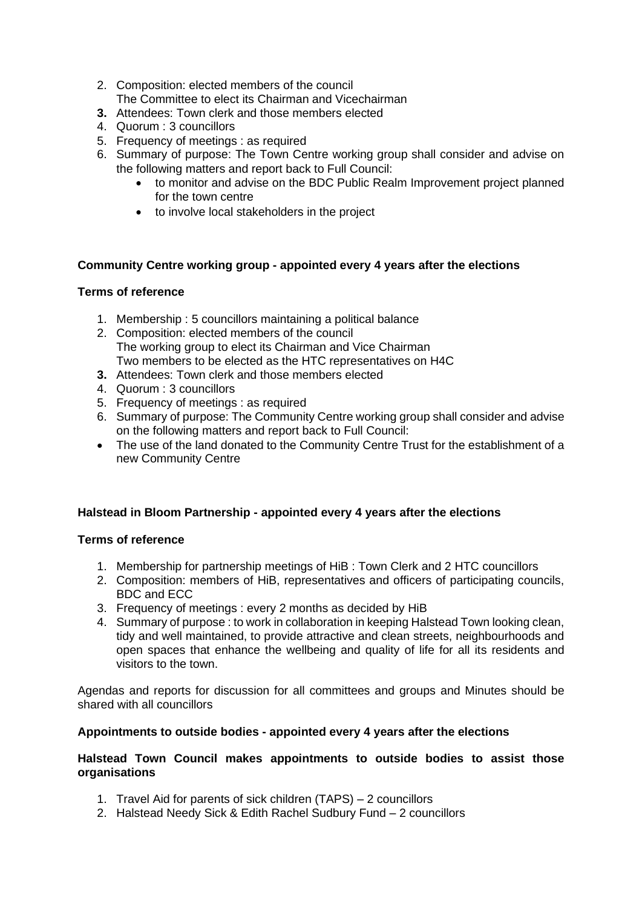2. Composition: elected members of the council
   The Committee to elect its Chairman and Vicechairman
3. **Attendees**: Town clerk and those members elected
4. Quorum : 3 councillors
5. Frequency of meetings : as required
6. Summary of purpose: The Town Centre working group shall consider and advise on the following matters and report back to Full Council:
   - to monitor and advise on the BDC Public Realm Improvement project planned for the town centre
   - to involve local stakeholders in the project

**Community Centre working group - appointed every 4 years after the elections**

**Terms of reference**

1. Membership : 5 councillors maintaining a political balance
2. Composition: elected members of the council
   The working group to elect its Chairman and Vice Chairman
   Two members to be elected as the HTC representatives on H4C
3. **Attendees**: Town clerk and those members elected
4. Quorum : 3 councillors
5. Frequency of meetings : as required
6. Summary of purpose: The Community Centre working group shall consider and advise on the following matters and report back to Full Council:

- The use of the land donated to the Community Centre Trust for the establishment of a new Community Centre

**Halstead in Bloom Partnership - appointed every 4 years after the elections**

**Terms of reference**

1. Membership for partnership meetings of HiB : Town Clerk and 2 HTC councillors
2. Composition: members of HiB, representatives and officers of participating councils, BDC and ECC
3. Frequency of meetings : every 2 months as decided by HiB
4. Summary of purpose : to work in collaboration in keeping Halstead Town looking clean, tidy and well maintained, to provide attractive and clean streets, neighbourhoods and open spaces that enhance the wellbeing and quality of life for all its residents and visitors to the town.

Agendas and reports for discussion for all committees and groups and Minutes should be shared with all councillors

**Appointments to outside bodies - appointed every 4 years after the elections**

**Halstead Town Council makes appointments to outside bodies to assist those organisations**

1. Travel Aid for parents of sick children (TAPS) – 2 councillors
2. Halstead Needy Sick & Edith Rachel Sudbury Fund – 2 councillors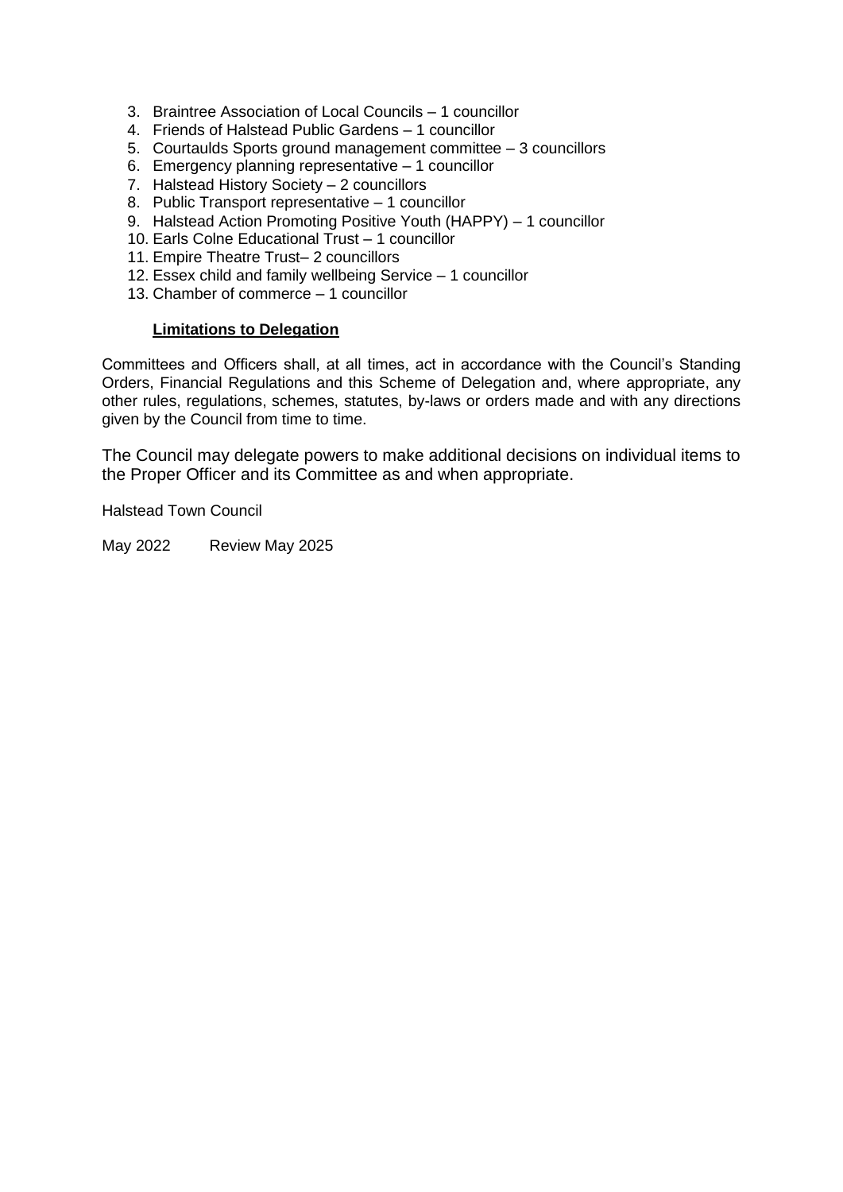3. Braintree Association of Local Councils – 1 councillor
4. Friends of Halstead Public Gardens – 1 councillor
5. Courtaulds Sports ground management committee – 3 councillors
6. Emergency planning representative – 1 councillor
7. Halstead History Society – 2 councillors
8. Public Transport representative – 1 councillor
9. Halstead Action Promoting Positive Youth (HAPPY) – 1 councillor
10. Earls Colne Educational Trust – 1 councillor
11. Empire Theatre Trust– 2 councillors
12. Essex child and family wellbeing Service – 1 councillor
13. Chamber of commerce – 1 councillor

**Limitations to Delegation**

Committees and Officers shall, at all times, act in accordance with the Council's Standing Orders, Financial Regulations and this Scheme of Delegation and, where appropriate, any other rules, regulations, schemes, statutes, by-laws or orders made and with any directions given by the Council from time to time.

The Council may delegate powers to make additional decisions on individual items to the Proper Officer and its Committee as and when appropriate.

Halstead Town Council

May 2022 Review May 2025